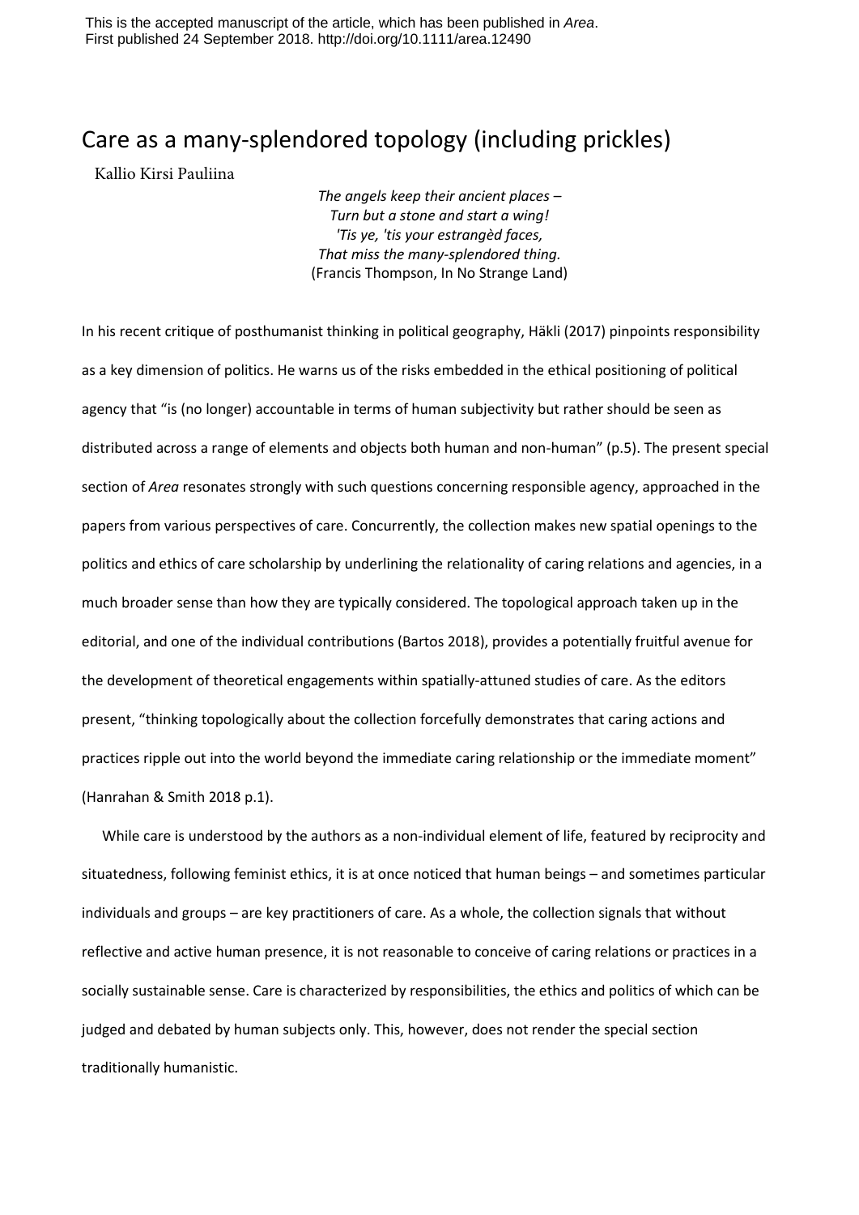This is the accepted manuscript of the article, which has been published in *Area*. First published 24 September 2018. http://doi.org/10.1111/area.12490

# Care as a many-splendored topology (including prickles)

Kallio Kirsi Pauliina

> *The angels keep their ancient places –*
> *Turn but a stone and start a wing!*
> *'Tis ye, 'tis your estrangèd faces,*
> *That miss the many-splendored thing.*
> (Francis Thompson, In No Strange Land)

In his recent critique of posthumanist thinking in political geography, Häkli (2017) pinpoints responsibility as a key dimension of politics. He warns us of the risks embedded in the ethical positioning of political agency that "is (no longer) accountable in terms of human subjectivity but rather should be seen as distributed across a range of elements and objects both human and non-human" (p.5). The present special section of *Area* resonates strongly with such questions concerning responsible agency, approached in the papers from various perspectives of care. Concurrently, the collection makes new spatial openings to the politics and ethics of care scholarship by underlining the relationality of caring relations and agencies, in a much broader sense than how they are typically considered. The topological approach taken up in the editorial, and one of the individual contributions (Bartos 2018), provides a potentially fruitful avenue for the development of theoretical engagements within spatially-attuned studies of care. As the editors present, "thinking topologically about the collection forcefully demonstrates that caring actions and practices ripple out into the world beyond the immediate caring relationship or the immediate moment" (Hanrahan & Smith 2018 p.1).

While care is understood by the authors as a non-individual element of life, featured by reciprocity and situatedness, following feminist ethics, it is at once noticed that human beings – and sometimes particular individuals and groups – are key practitioners of care. As a whole, the collection signals that without reflective and active human presence, it is not reasonable to conceive of caring relations or practices in a socially sustainable sense. Care is characterized by responsibilities, the ethics and politics of which can be judged and debated by human subjects only. This, however, does not render the special section traditionally humanistic.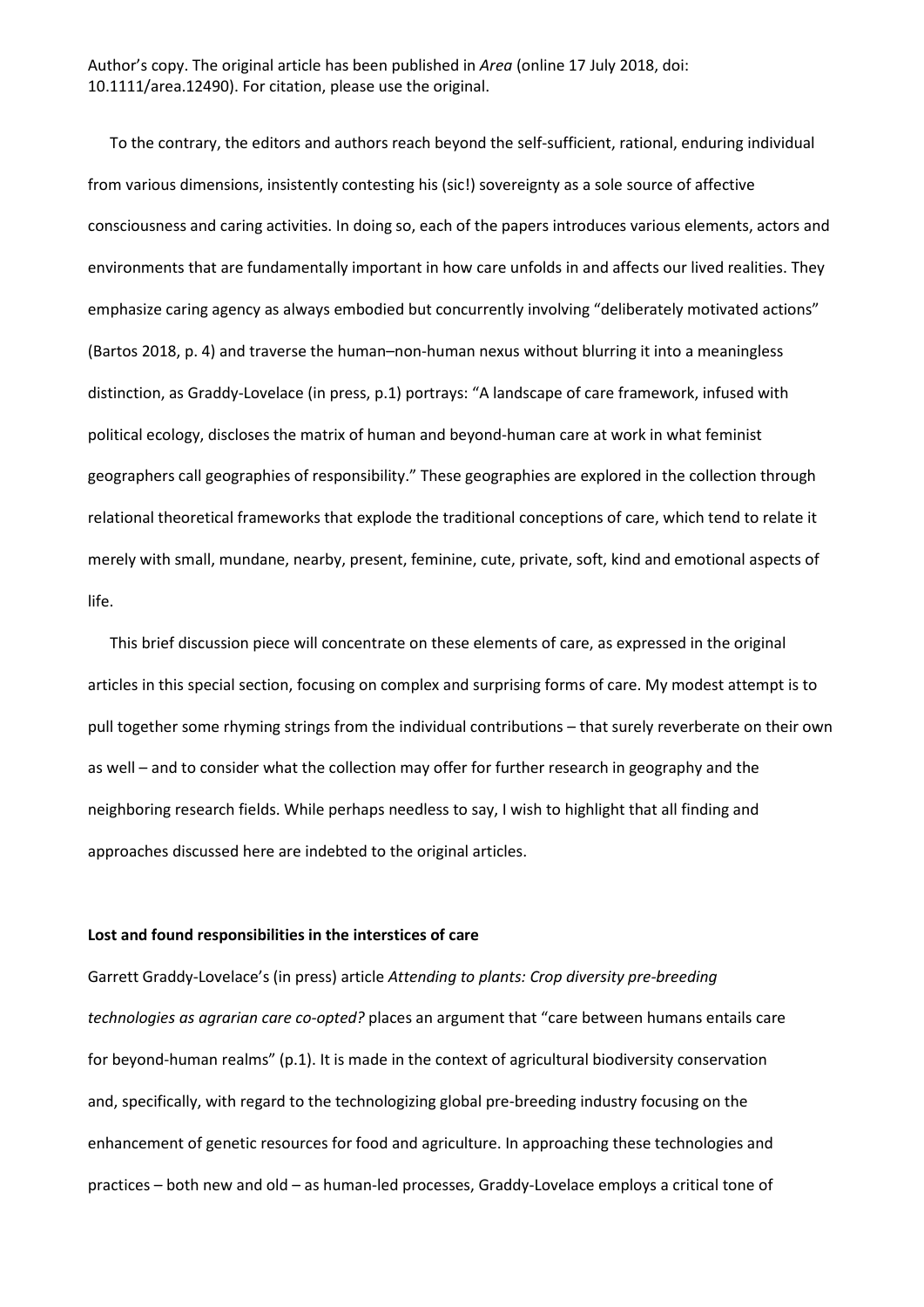To the contrary, the editors and authors reach beyond the self-sufficient, rational, enduring individual from various dimensions, insistently contesting his (sic!) sovereignty as a sole source of affective consciousness and caring activities. In doing so, each of the papers introduces various elements, actors and environments that are fundamentally important in how care unfolds in and affects our lived realities. They emphasize caring agency as always embodied but concurrently involving "deliberately motivated actions" (Bartos 2018, p. 4) and traverse the human–non-human nexus without blurring it into a meaningless distinction, as Graddy-Lovelace (in press, p.1) portrays: "A landscape of care framework, infused with political ecology, discloses the matrix of human and beyond-human care at work in what feminist geographers call geographies of responsibility." These geographies are explored in the collection through relational theoretical frameworks that explode the traditional conceptions of care, which tend to relate it merely with small, mundane, nearby, present, feminine, cute, private, soft, kind and emotional aspects of life.

This brief discussion piece will concentrate on these elements of care, as expressed in the original articles in this special section, focusing on complex and surprising forms of care. My modest attempt is to pull together some rhyming strings from the individual contributions – that surely reverberate on their own as well – and to consider what the collection may offer for further research in geography and the neighboring research fields. While perhaps needless to say, I wish to highlight that all finding and approaches discussed here are indebted to the original articles.

**Lost and found responsibilities in the interstices of care**

Garrett Graddy-Lovelace's (in press) article *Attending to plants: Crop diversity pre-breeding technologies as agrarian care co-opted?* places an argument that "care between humans entails care for beyond-human realms" (p.1). It is made in the context of agricultural biodiversity conservation and, specifically, with regard to the technologizing global pre-breeding industry focusing on the enhancement of genetic resources for food and agriculture. In approaching these technologies and practices – both new and old – as human-led processes, Graddy-Lovelace employs a critical tone of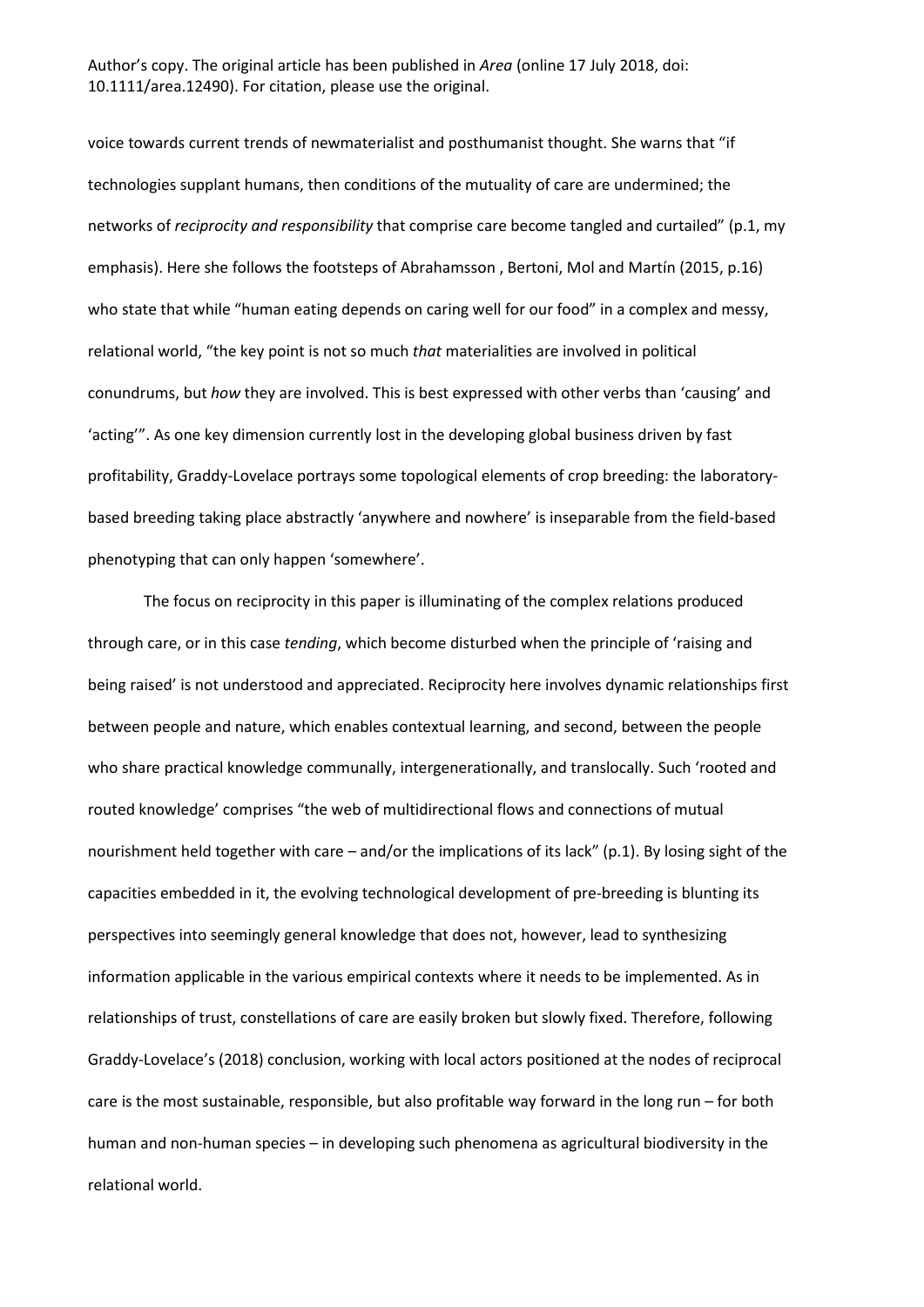voice towards current trends of newmaterialist and posthumanist thought. She warns that "if technologies supplant humans, then conditions of the mutuality of care are undermined; the networks of *reciprocity and responsibility* that comprise care become tangled and curtailed" (p.1, my emphasis). Here she follows the footsteps of Abrahamsson , Bertoni, Mol and Martín (2015, p.16) who state that while "human eating depends on caring well for our food" in a complex and messy, relational world, "the key point is not so much *that* materialities are involved in political conundrums, but *how* they are involved. This is best expressed with other verbs than 'causing' and 'acting'". As one key dimension currently lost in the developing global business driven by fast profitability, Graddy-Lovelace portrays some topological elements of crop breeding: the laboratory-based breeding taking place abstractly 'anywhere and nowhere' is inseparable from the field-based phenotyping that can only happen 'somewhere'.

The focus on reciprocity in this paper is illuminating of the complex relations produced through care, or in this case *tending*, which become disturbed when the principle of 'raising and being raised' is not understood and appreciated. Reciprocity here involves dynamic relationships first between people and nature, which enables contextual learning, and second, between the people who share practical knowledge communally, intergenerationally, and translocally. Such 'rooted and routed knowledge' comprises "the web of multidirectional flows and connections of mutual nourishment held together with care – and/or the implications of its lack" (p.1). By losing sight of the capacities embedded in it, the evolving technological development of pre-breeding is blunting its perspectives into seemingly general knowledge that does not, however, lead to synthesizing information applicable in the various empirical contexts where it needs to be implemented. As in relationships of trust, constellations of care are easily broken but slowly fixed. Therefore, following Graddy-Lovelace's (2018) conclusion, working with local actors positioned at the nodes of reciprocal care is the most sustainable, responsible, but also profitable way forward in the long run – for both human and non-human species – in developing such phenomena as agricultural biodiversity in the relational world.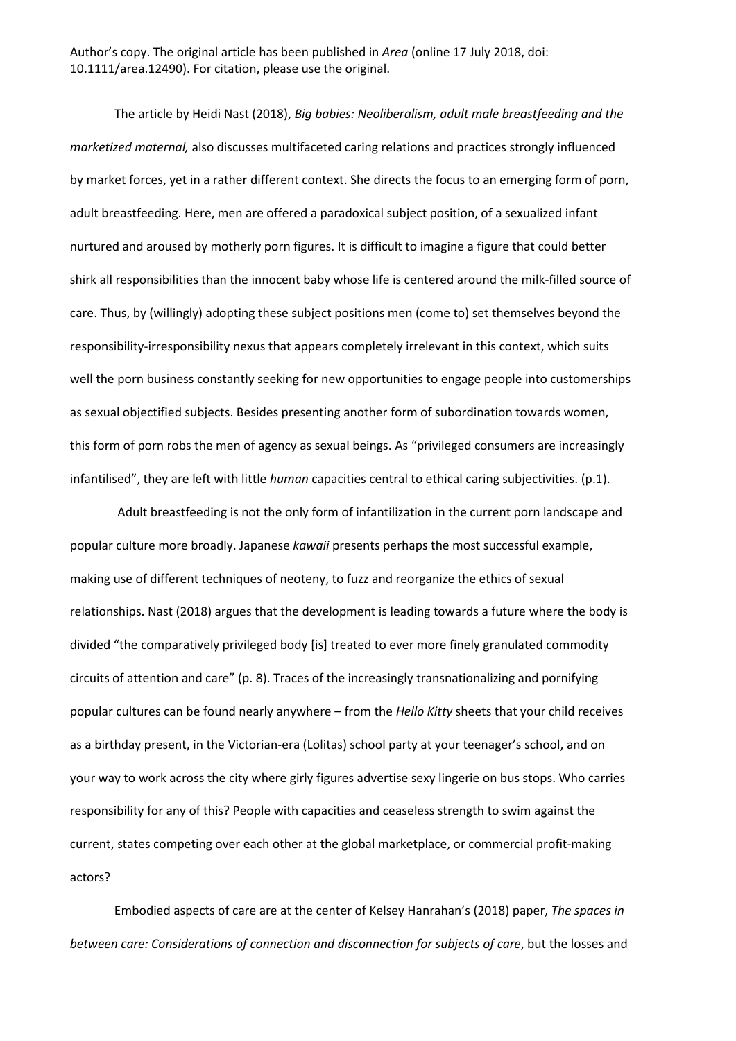The article by Heidi Nast (2018), *Big babies: Neoliberalism, adult male breastfeeding and the marketized maternal,* also discusses multifaceted caring relations and practices strongly influenced by market forces, yet in a rather different context. She directs the focus to an emerging form of porn, adult breastfeeding. Here, men are offered a paradoxical subject position, of a sexualized infant nurtured and aroused by motherly porn figures. It is difficult to imagine a figure that could better shirk all responsibilities than the innocent baby whose life is centered around the milk-filled source of care. Thus, by (willingly) adopting these subject positions men (come to) set themselves beyond the responsibility-irresponsibility nexus that appears completely irrelevant in this context, which suits well the porn business constantly seeking for new opportunities to engage people into customerships as sexual objectified subjects. Besides presenting another form of subordination towards women, this form of porn robs the men of agency as sexual beings. As "privileged consumers are increasingly infantilised", they are left with little *human* capacities central to ethical caring subjectivities. (p.1).

Adult breastfeeding is not the only form of infantilization in the current porn landscape and popular culture more broadly. Japanese *kawaii* presents perhaps the most successful example, making use of different techniques of neoteny, to fuzz and reorganize the ethics of sexual relationships. Nast (2018) argues that the development is leading towards a future where the body is divided "the comparatively privileged body [is] treated to ever more finely granulated commodity circuits of attention and care" (p. 8). Traces of the increasingly transnationalizing and pornifying popular cultures can be found nearly anywhere – from the *Hello Kitty* sheets that your child receives as a birthday present, in the Victorian-era (Lolitas) school party at your teenager's school, and on your way to work across the city where girly figures advertise sexy lingerie on bus stops. Who carries responsibility for any of this? People with capacities and ceaseless strength to swim against the current, states competing over each other at the global marketplace, or commercial profit-making actors?

Embodied aspects of care are at the center of Kelsey Hanrahan's (2018) paper, *The spaces in between care: Considerations of connection and disconnection for subjects of care*, but the losses and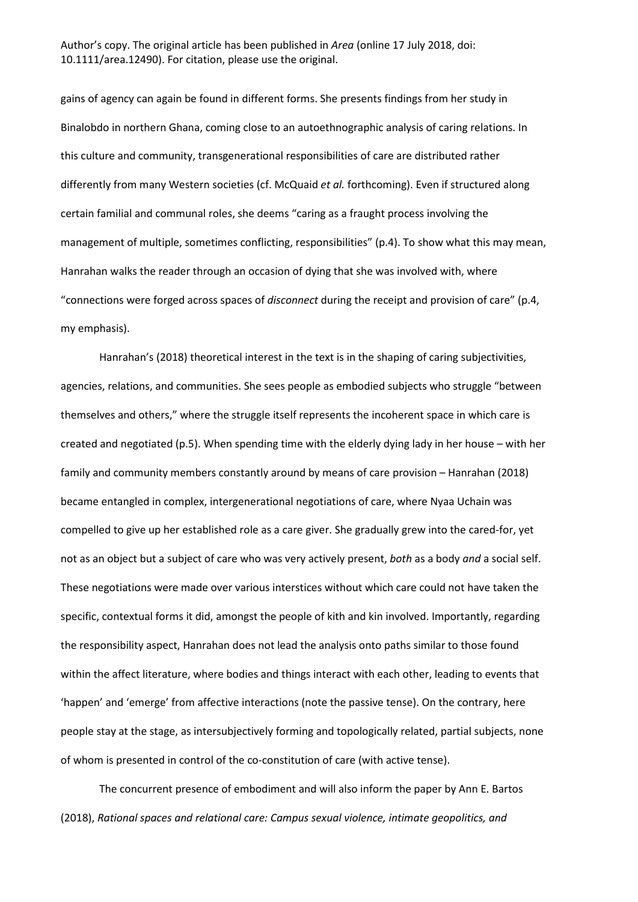gains of agency can again be found in different forms. She presents findings from her study in Binalobdo in northern Ghana, coming close to an autoethnographic analysis of caring relations. In this culture and community, transgenerational responsibilities of care are distributed rather differently from many Western societies (cf. McQuaid *et al.* forthcoming). Even if structured along certain familial and communal roles, she deems "caring as a fraught process involving the management of multiple, sometimes conflicting, responsibilities" (p.4). To show what this may mean, Hanrahan walks the reader through an occasion of dying that she was involved with, where "connections were forged across spaces of *disconnect* during the receipt and provision of care" (p.4, my emphasis).

Hanrahan's (2018) theoretical interest in the text is in the shaping of caring subjectivities, agencies, relations, and communities. She sees people as embodied subjects who struggle "between themselves and others," where the struggle itself represents the incoherent space in which care is created and negotiated (p.5). When spending time with the elderly dying lady in her house – with her family and community members constantly around by means of care provision – Hanrahan (2018) became entangled in complex, intergenerational negotiations of care, where Nyaa Uchain was compelled to give up her established role as a care giver. She gradually grew into the cared-for, yet not as an object but a subject of care who was very actively present, *both* as a body *and* a social self. These negotiations were made over various interstices without which care could not have taken the specific, contextual forms it did, amongst the people of kith and kin involved. Importantly, regarding the responsibility aspect, Hanrahan does not lead the analysis onto paths similar to those found within the affect literature, where bodies and things interact with each other, leading to events that 'happen' and 'emerge' from affective interactions (note the passive tense). On the contrary, here people stay at the stage, as intersubjectively forming and topologically related, partial subjects, none of whom is presented in control of the co-constitution of care (with active tense).

The concurrent presence of embodiment and will also inform the paper by Ann E. Bartos (2018), *Rational spaces and relational care: Campus sexual violence, intimate geopolitics, and*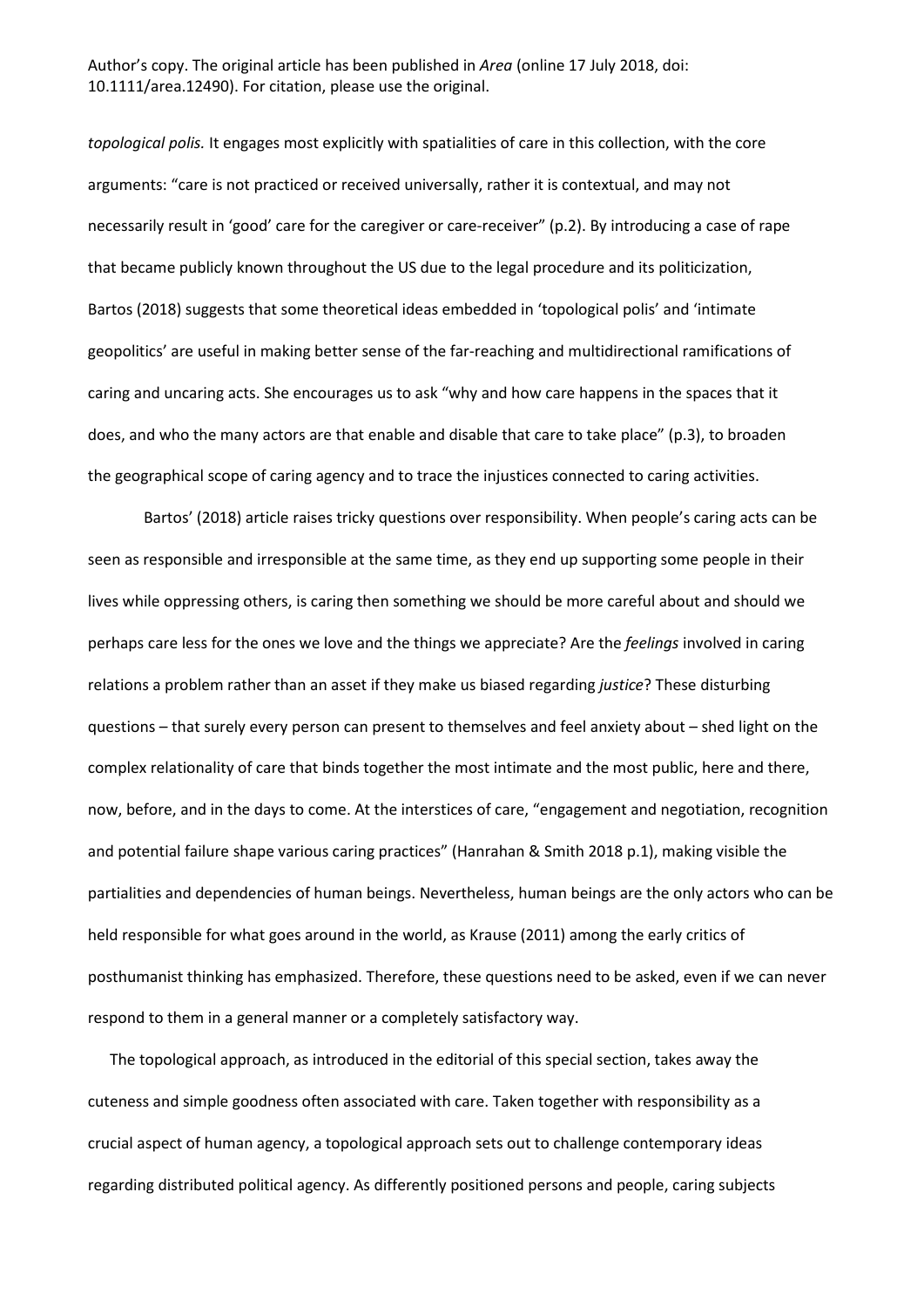*topological polis.* It engages most explicitly with spatialities of care in this collection, with the core arguments: "care is not practiced or received universally, rather it is contextual, and may not necessarily result in 'good' care for the caregiver or care-receiver" (p.2). By introducing a case of rape that became publicly known throughout the US due to the legal procedure and its politicization, Bartos (2018) suggests that some theoretical ideas embedded in 'topological polis' and 'intimate geopolitics' are useful in making better sense of the far-reaching and multidirectional ramifications of caring and uncaring acts. She encourages us to ask "why and how care happens in the spaces that it does, and who the many actors are that enable and disable that care to take place" (p.3), to broaden the geographical scope of caring agency and to trace the injustices connected to caring activities.

Bartos' (2018) article raises tricky questions over responsibility. When people's caring acts can be seen as responsible and irresponsible at the same time, as they end up supporting some people in their lives while oppressing others, is caring then something we should be more careful about and should we perhaps care less for the ones we love and the things we appreciate? Are the *feelings* involved in caring relations a problem rather than an asset if they make us biased regarding *justice*? These disturbing questions – that surely every person can present to themselves and feel anxiety about – shed light on the complex relationality of care that binds together the most intimate and the most public, here and there, now, before, and in the days to come. At the interstices of care, "engagement and negotiation, recognition and potential failure shape various caring practices" (Hanrahan & Smith 2018 p.1), making visible the partialities and dependencies of human beings. Nevertheless, human beings are the only actors who can be held responsible for what goes around in the world, as Krause (2011) among the early critics of posthumanist thinking has emphasized. Therefore, these questions need to be asked, even if we can never respond to them in a general manner or a completely satisfactory way.

The topological approach, as introduced in the editorial of this special section, takes away the cuteness and simple goodness often associated with care. Taken together with responsibility as a crucial aspect of human agency, a topological approach sets out to challenge contemporary ideas regarding distributed political agency. As differently positioned persons and people, caring subjects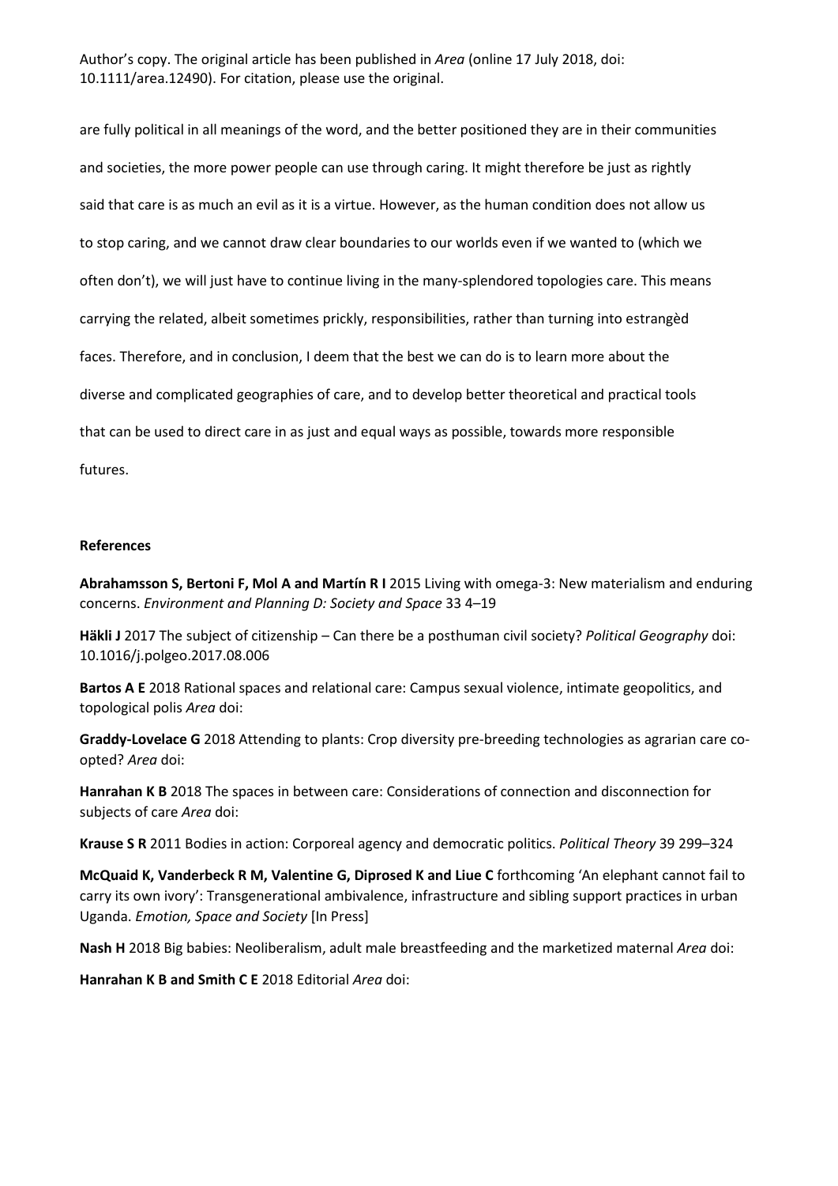Author's copy. The original article has been published in *Area* (online 17 July 2018, doi: 10.1111/area.12490). For citation, please use the original.

are fully political in all meanings of the word, and the better positioned they are in their communities and societies, the more power people can use through caring. It might therefore be just as rightly said that care is as much an evil as it is a virtue. However, as the human condition does not allow us to stop caring, and we cannot draw clear boundaries to our worlds even if we wanted to (which we often don't), we will just have to continue living in the many-splendored topologies care. This means carrying the related, albeit sometimes prickly, responsibilities, rather than turning into estrangèd faces. Therefore, and in conclusion, I deem that the best we can do is to learn more about the diverse and complicated geographies of care, and to develop better theoretical and practical tools that can be used to direct care in as just and equal ways as possible, towards more responsible futures.

**References**

**Abrahamsson S, Bertoni F, Mol A and Martín R I** 2015 Living with omega-3: New materialism and enduring concerns. *Environment and Planning D: Society and Space* 33 4–19

**Häkli J** 2017 The subject of citizenship – Can there be a posthuman civil society? *Political Geography* doi: 10.1016/j.polgeo.2017.08.006

**Bartos A E** 2018 Rational spaces and relational care: Campus sexual violence, intimate geopolitics, and topological polis *Area* doi:

**Graddy-Lovelace G** 2018 Attending to plants: Crop diversity pre-breeding technologies as agrarian care co-opted? *Area* doi:

**Hanrahan K B** 2018 The spaces in between care: Considerations of connection and disconnection for subjects of care *Area* doi:

**Krause S R** 2011 Bodies in action: Corporeal agency and democratic politics. *Political Theory* 39 299–324

**McQuaid K, Vanderbeck R M, Valentine G, Diprosed K and Liue C** forthcoming 'An elephant cannot fail to carry its own ivory': Transgenerational ambivalence, infrastructure and sibling support practices in urban Uganda. *Emotion, Space and Society* [In Press]

**Nash H** 2018 Big babies: Neoliberalism, adult male breastfeeding and the marketized maternal *Area* doi:

**Hanrahan K B and Smith C E** 2018 Editorial *Area* doi: